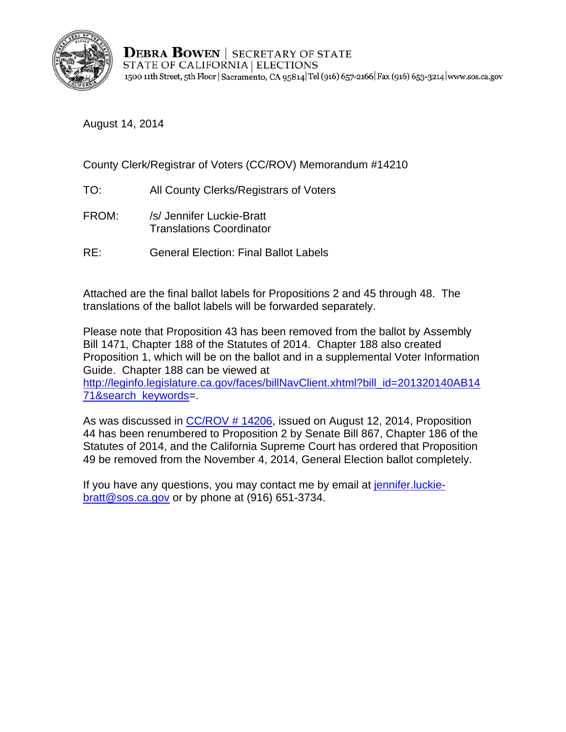**DEBRA BOWEN** | SECRETARY OF STATE
STATE OF CALIFORNIA | ELECTIONS
1500 11th Street, 5th Floor | Sacramento, CA 95814 | Tel (916) 657-2166 | Fax (916) 653-3214 | www.sos.ca.gov

August 14, 2014

County Clerk/Registrar of Voters (CC/ROV) Memorandum #14210

TO: All County Clerks/Registrars of Voters

FROM: /s/ Jennifer Luckie-Bratt
Translations Coordinator

RE: General Election: Final Ballot Labels

Attached are the final ballot labels for Propositions 2 and 45 through 48. The translations of the ballot labels will be forwarded separately.

Please note that Proposition 43 has been removed from the ballot by Assembly Bill 1471, Chapter 188 of the Statutes of 2014. Chapter 188 also created Proposition 1, which will be on the ballot and in a supplemental Voter Information Guide. Chapter 188 can be viewed at http://leginfo.legislature.ca.gov/faces/billNavClient.xhtml?bill_id=201320140AB1471&search_keywords=.

As was discussed in CC/ROV # 14206, issued on August 12, 2014, Proposition 44 has been renumbered to Proposition 2 by Senate Bill 867, Chapter 186 of the Statutes of 2014, and the California Supreme Court has ordered that Proposition 49 be removed from the November 4, 2014, General Election ballot completely.

If you have any questions, you may contact me by email at jennifer.luckie-bratt@sos.ca.gov or by phone at (916) 651-3734.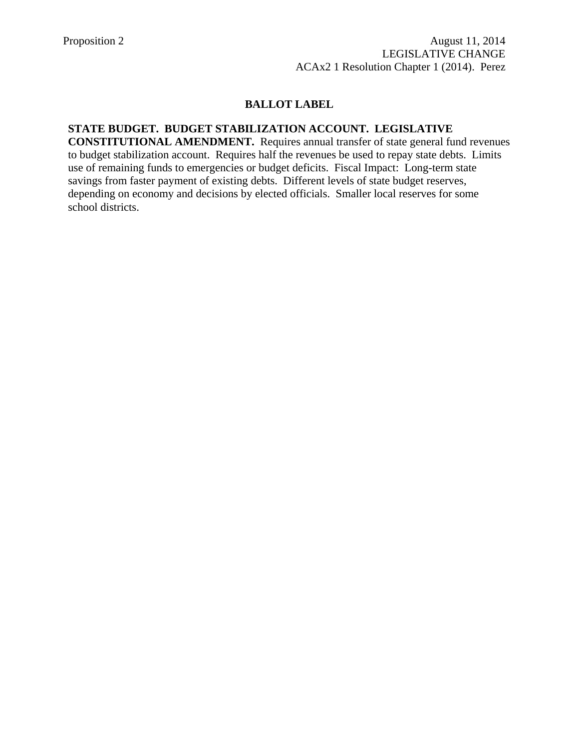Proposition 2

August 11, 2014
LEGISLATIVE CHANGE
ACAx2 1 Resolution Chapter 1 (2014). Perez

## BALLOT LABEL

**STATE BUDGET. BUDGET STABILIZATION ACCOUNT. LEGISLATIVE CONSTITUTIONAL AMENDMENT.** Requires annual transfer of state general fund revenues to budget stabilization account. Requires half the revenues be used to repay state debts. Limits use of remaining funds to emergencies or budget deficits. Fiscal Impact: Long-term state savings from faster payment of existing debts. Different levels of state budget reserves, depending on economy and decisions by elected officials. Smaller local reserves for some school districts.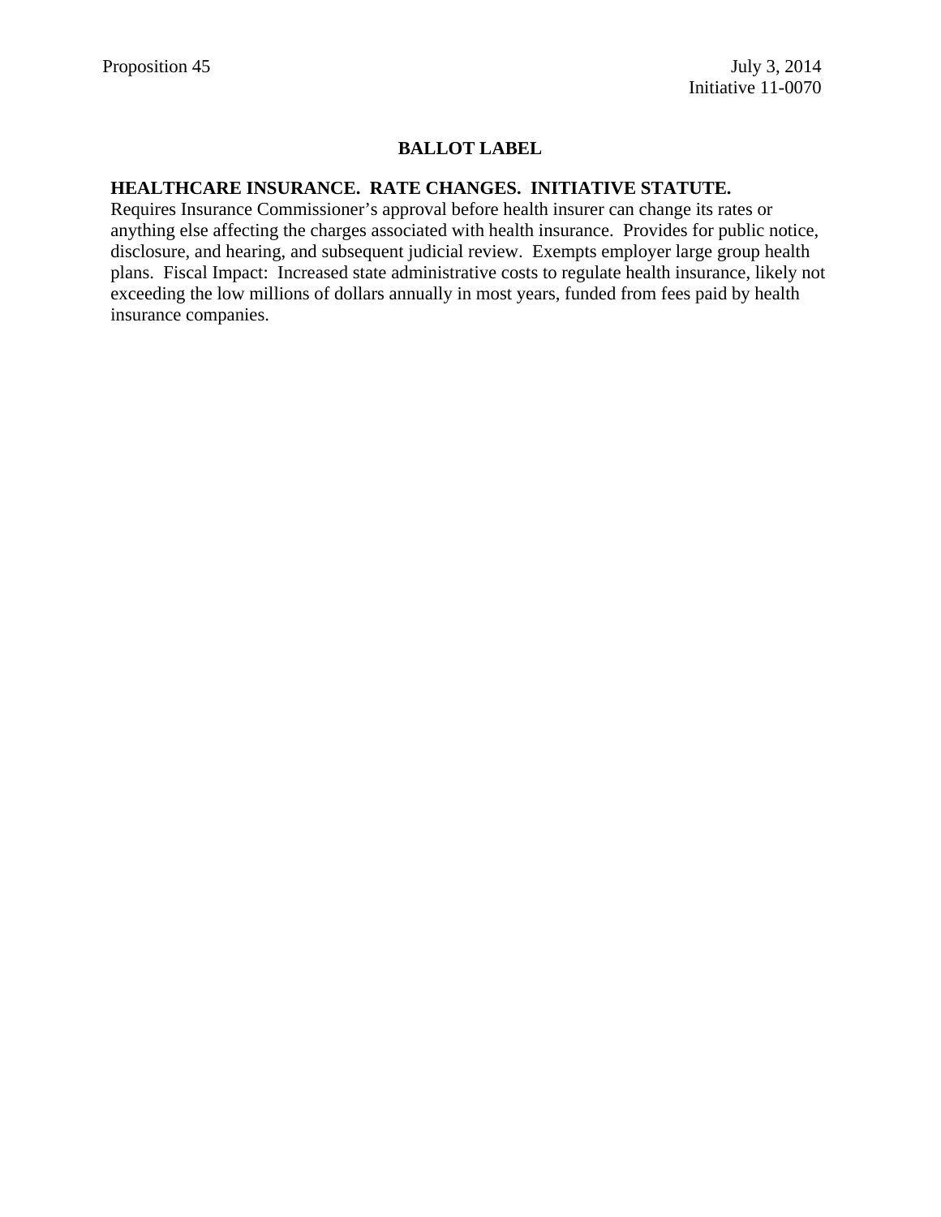Proposition 45

July 3, 2014
Initiative 11-0070

## BALLOT LABEL

**HEALTHCARE INSURANCE. RATE CHANGES. INITIATIVE STATUTE.**
Requires Insurance Commissioner's approval before health insurer can change its rates or anything else affecting the charges associated with health insurance. Provides for public notice, disclosure, and hearing, and subsequent judicial review. Exempts employer large group health plans. Fiscal Impact: Increased state administrative costs to regulate health insurance, likely not exceeding the low millions of dollars annually in most years, funded from fees paid by health insurance companies.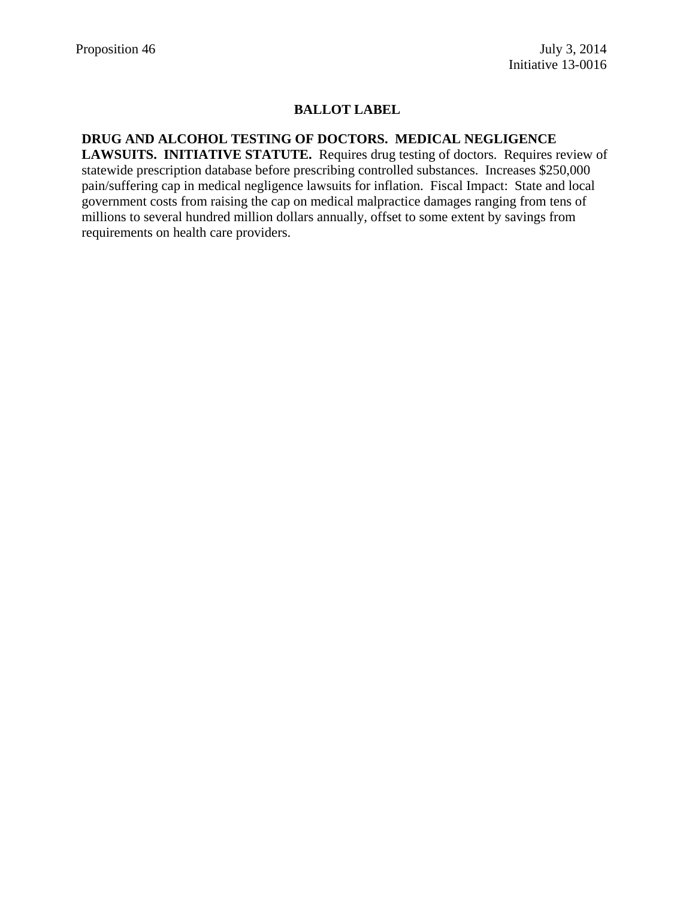Proposition 46

July 3, 2014
Initiative 13-0016

## BALLOT LABEL

**DRUG AND ALCOHOL TESTING OF DOCTORS. MEDICAL NEGLIGENCE LAWSUITS. INITIATIVE STATUTE.** Requires drug testing of doctors. Requires review of statewide prescription database before prescribing controlled substances. Increases $250,000 pain/suffering cap in medical negligence lawsuits for inflation. Fiscal Impact: State and local government costs from raising the cap on medical malpractice damages ranging from tens of millions to several hundred million dollars annually, offset to some extent by savings from requirements on health care providers.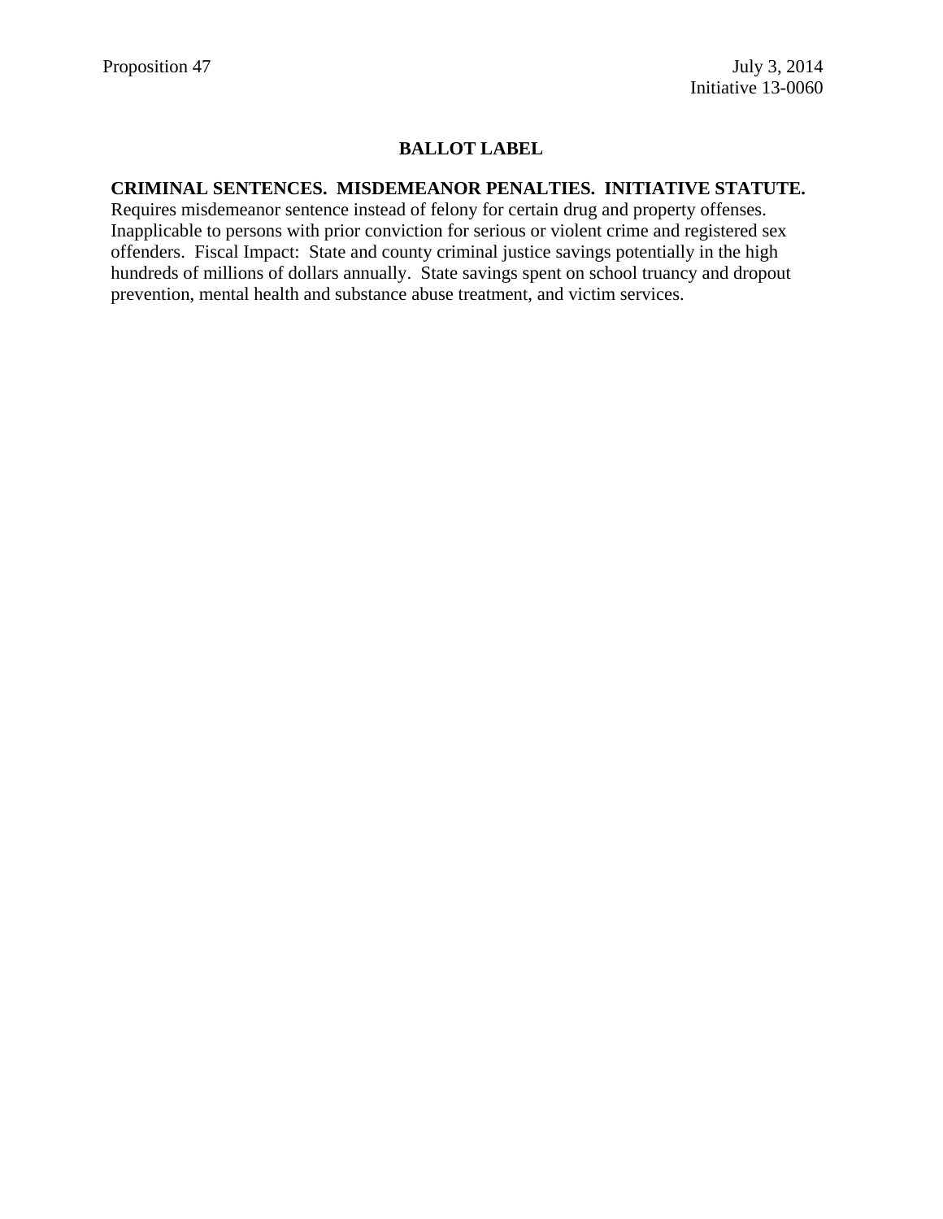Proposition 47

July 3, 2014

Initiative 13-0060

## BALLOT LABEL

**CRIMINAL SENTENCES. MISDEMEANOR PENALTIES. INITIATIVE STATUTE.** Requires misdemeanor sentence instead of felony for certain drug and property offenses. Inapplicable to persons with prior conviction for serious or violent crime and registered sex offenders. Fiscal Impact: State and county criminal justice savings potentially in the high hundreds of millions of dollars annually. State savings spent on school truancy and dropout prevention, mental health and substance abuse treatment, and victim services.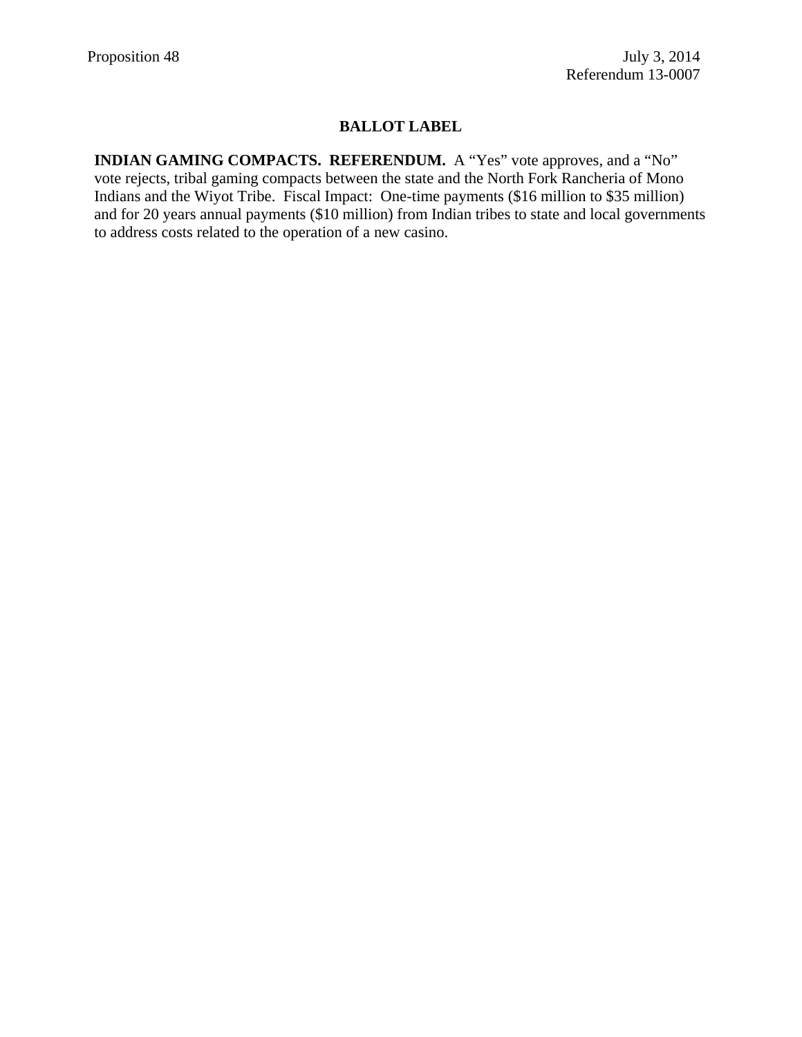Proposition 48

July 3, 2014
Referendum 13-0007

## BALLOT LABEL

**INDIAN GAMING COMPACTS. REFERENDUM.** A “Yes” vote approves, and a “No” vote rejects, tribal gaming compacts between the state and the North Fork Rancheria of Mono Indians and the Wiyot Tribe. Fiscal Impact: One-time payments ($16 million to $35 million) and for 20 years annual payments ($10 million) from Indian tribes to state and local governments to address costs related to the operation of a new casino.